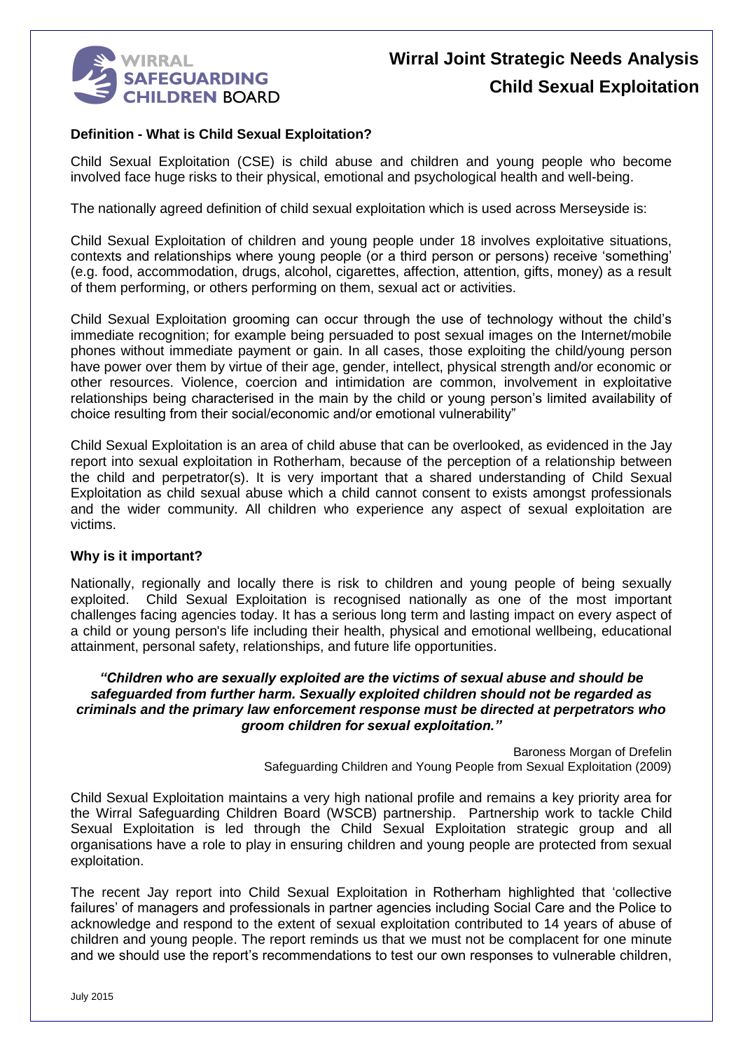# Wirral Joint Strategic Needs Analysis
## Child Sexual Exploitation

### Definition - What is Child Sexual Exploitation?

Child Sexual Exploitation (CSE) is child abuse and children and young people who become involved face huge risks to their physical, emotional and psychological health and well-being.

The nationally agreed definition of child sexual exploitation which is used across Merseyside is:

Child Sexual Exploitation of children and young people under 18 involves exploitative situations, contexts and relationships where young people (or a third person or persons) receive 'something' (e.g. food, accommodation, drugs, alcohol, cigarettes, affection, attention, gifts, money) as a result of them performing, or others performing on them, sexual act or activities.

Child Sexual Exploitation grooming can occur through the use of technology without the child's immediate recognition; for example being persuaded to post sexual images on the Internet/mobile phones without immediate payment or gain. In all cases, those exploiting the child/young person have power over them by virtue of their age, gender, intellect, physical strength and/or economic or other resources. Violence, coercion and intimidation are common, involvement in exploitative relationships being characterised in the main by the child or young person's limited availability of choice resulting from their social/economic and/or emotional vulnerability"

Child Sexual Exploitation is an area of child abuse that can be overlooked, as evidenced in the Jay report into sexual exploitation in Rotherham, because of the perception of a relationship between the child and perpetrator(s). It is very important that a shared understanding of Child Sexual Exploitation as child sexual abuse which a child cannot consent to exists amongst professionals and the wider community. All children who experience any aspect of sexual exploitation are victims.

### Why is it important?

Nationally, regionally and locally there is risk to children and young people of being sexually exploited. Child Sexual Exploitation is recognised nationally as one of the most important challenges facing agencies today. It has a serious long term and lasting impact on every aspect of a child or young person's life including their health, physical and emotional wellbeing, educational attainment, personal safety, relationships, and future life opportunities.

***"Children who are sexually exploited are the victims of sexual abuse and should be safeguarded from further harm. Sexually exploited children should not be regarded as criminals and the primary law enforcement response must be directed at perpetrators who groom children for sexual exploitation."***

Baroness Morgan of Drefelin
Safeguarding Children and Young People from Sexual Exploitation (2009)

Child Sexual Exploitation maintains a very high national profile and remains a key priority area for the Wirral Safeguarding Children Board (WSCB) partnership. Partnership work to tackle Child Sexual Exploitation is led through the Child Sexual Exploitation strategic group and all organisations have a role to play in ensuring children and young people are protected from sexual exploitation.

The recent Jay report into Child Sexual Exploitation in Rotherham highlighted that 'collective failures' of managers and professionals in partner agencies including Social Care and the Police to acknowledge and respond to the extent of sexual exploitation contributed to 14 years of abuse of children and young people. The report reminds us that we must not be complacent for one minute and we should use the report's recommendations to test our own responses to vulnerable children,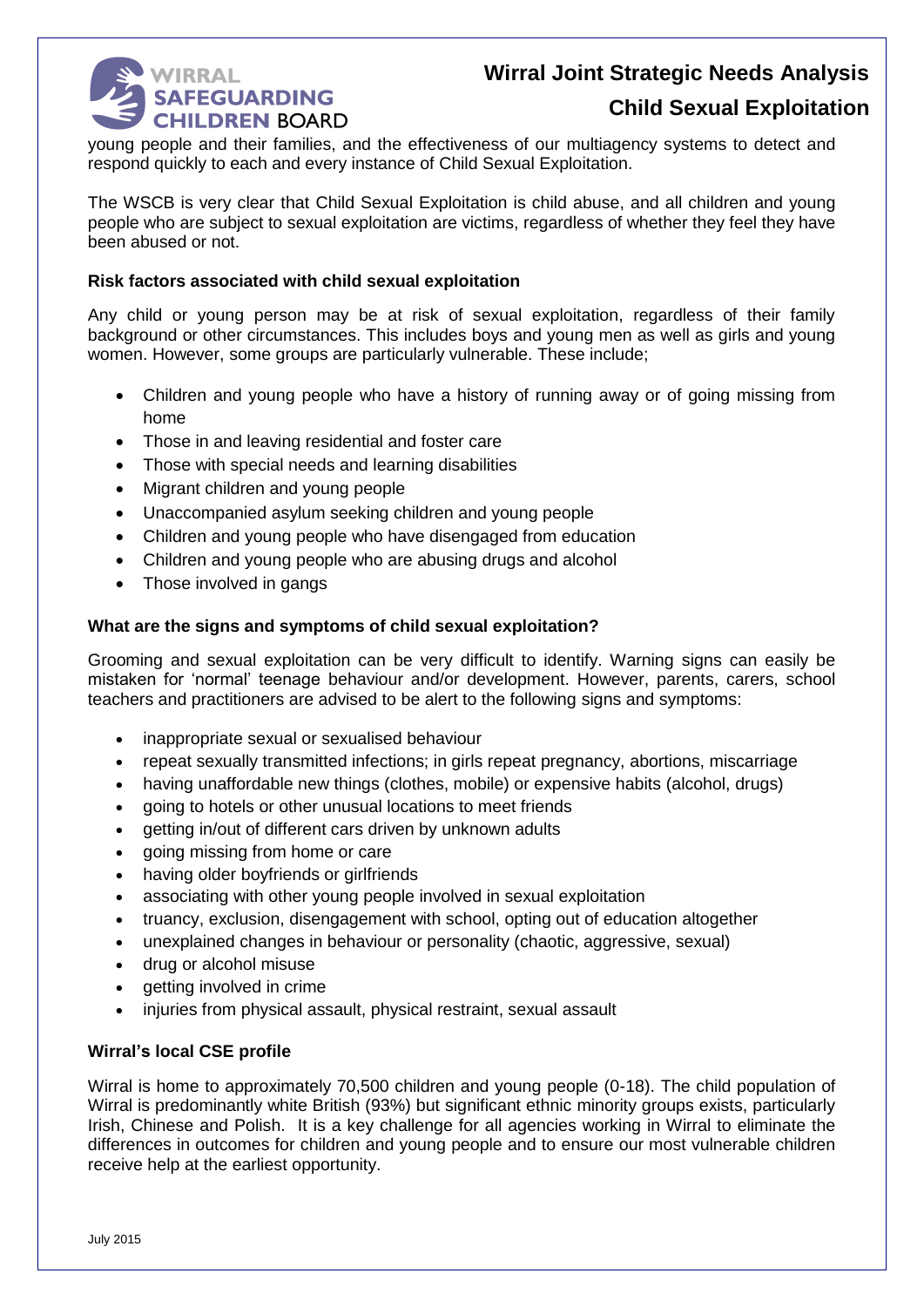young people and their families, and the effectiveness of our multiagency systems to detect and respond quickly to each and every instance of Child Sexual Exploitation.

The WSCB is very clear that Child Sexual Exploitation is child abuse, and all children and young people who are subject to sexual exploitation are victims, regardless of whether they feel they have been abused or not.

**Risk factors associated with child sexual exploitation**

Any child or young person may be at risk of sexual exploitation, regardless of their family background or other circumstances. This includes boys and young men as well as girls and young women. However, some groups are particularly vulnerable. These include;

- Children and young people who have a history of running away or of going missing from home
- Those in and leaving residential and foster care
- Those with special needs and learning disabilities
- Migrant children and young people
- Unaccompanied asylum seeking children and young people
- Children and young people who have disengaged from education
- Children and young people who are abusing drugs and alcohol
- Those involved in gangs

**What are the signs and symptoms of child sexual exploitation?**

Grooming and sexual exploitation can be very difficult to identify. Warning signs can easily be mistaken for 'normal' teenage behaviour and/or development. However, parents, carers, school teachers and practitioners are advised to be alert to the following signs and symptoms:

- inappropriate sexual or sexualised behaviour
- repeat sexually transmitted infections; in girls repeat pregnancy, abortions, miscarriage
- having unaffordable new things (clothes, mobile) or expensive habits (alcohol, drugs)
- going to hotels or other unusual locations to meet friends
- getting in/out of different cars driven by unknown adults
- going missing from home or care
- having older boyfriends or girlfriends
- associating with other young people involved in sexual exploitation
- truancy, exclusion, disengagement with school, opting out of education altogether
- unexplained changes in behaviour or personality (chaotic, aggressive, sexual)
- drug or alcohol misuse
- getting involved in crime
- injuries from physical assault, physical restraint, sexual assault

**Wirral's local CSE profile**

Wirral is home to approximately 70,500 children and young people (0-18). The child population of Wirral is predominantly white British (93%) but significant ethnic minority groups exists, particularly Irish, Chinese and Polish. It is a key challenge for all agencies working in Wirral to eliminate the differences in outcomes for children and young people and to ensure our most vulnerable children receive help at the earliest opportunity.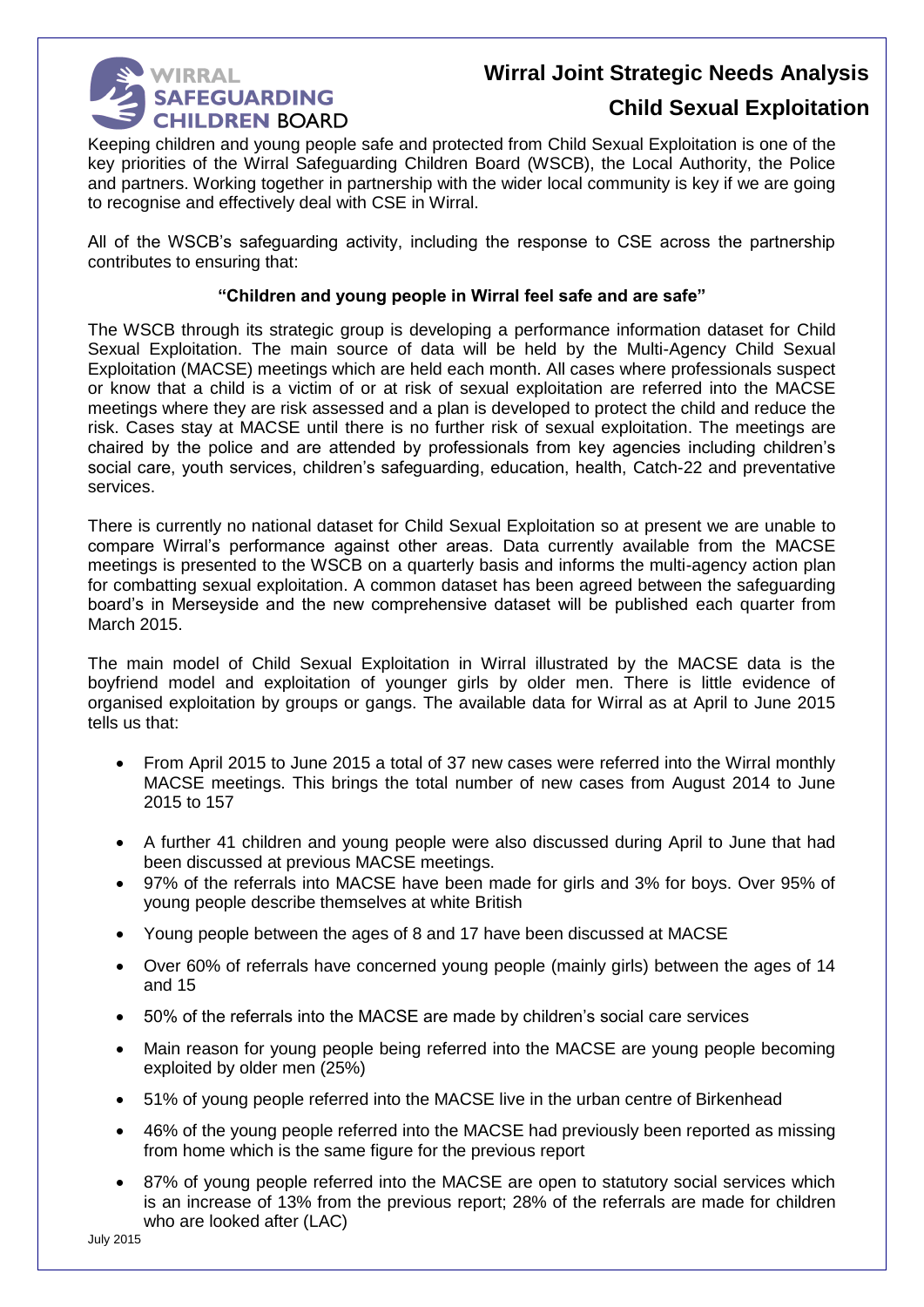# Wirral Joint Strategic Needs Analysis

## Child Sexual Exploitation

Keeping children and young people safe and protected from Child Sexual Exploitation is one of the key priorities of the Wirral Safeguarding Children Board (WSCB), the Local Authority, the Police and partners. Working together in partnership with the wider local community is key if we are going to recognise and effectively deal with CSE in Wirral.

All of the WSCB's safeguarding activity, including the response to CSE across the partnership contributes to ensuring that:

**"Children and young people in Wirral feel safe and are safe"**

The WSCB through its strategic group is developing a performance information dataset for Child Sexual Exploitation. The main source of data will be held by the Multi-Agency Child Sexual Exploitation (MACSE) meetings which are held each month. All cases where professionals suspect or know that a child is a victim of or at risk of sexual exploitation are referred into the MACSE meetings where they are risk assessed and a plan is developed to protect the child and reduce the risk. Cases stay at MACSE until there is no further risk of sexual exploitation. The meetings are chaired by the police and are attended by professionals from key agencies including children's social care, youth services, children's safeguarding, education, health, Catch-22 and preventative services.

There is currently no national dataset for Child Sexual Exploitation so at present we are unable to compare Wirral's performance against other areas. Data currently available from the MACSE meetings is presented to the WSCB on a quarterly basis and informs the multi-agency action plan for combatting sexual exploitation. A common dataset has been agreed between the safeguarding board's in Merseyside and the new comprehensive dataset will be published each quarter from March 2015.

The main model of Child Sexual Exploitation in Wirral illustrated by the MACSE data is the boyfriend model and exploitation of younger girls by older men. There is little evidence of organised exploitation by groups or gangs. The available data for Wirral as at April to June 2015 tells us that:

- From April 2015 to June 2015 a total of 37 new cases were referred into the Wirral monthly MACSE meetings. This brings the total number of new cases from August 2014 to June 2015 to 157
- A further 41 children and young people were also discussed during April to June that had been discussed at previous MACSE meetings.
- 97% of the referrals into MACSE have been made for girls and 3% for boys. Over 95% of young people describe themselves at white British
- Young people between the ages of 8 and 17 have been discussed at MACSE
- Over 60% of referrals have concerned young people (mainly girls) between the ages of 14 and 15
- 50% of the referrals into the MACSE are made by children's social care services
- Main reason for young people being referred into the MACSE are young people becoming exploited by older men (25%)
- 51% of young people referred into the MACSE live in the urban centre of Birkenhead
- 46% of the young people referred into the MACSE had previously been reported as missing from home which is the same figure for the previous report
- 87% of young people referred into the MACSE are open to statutory social services which is an increase of 13% from the previous report; 28% of the referrals are made for children who are looked after (LAC)

July 2015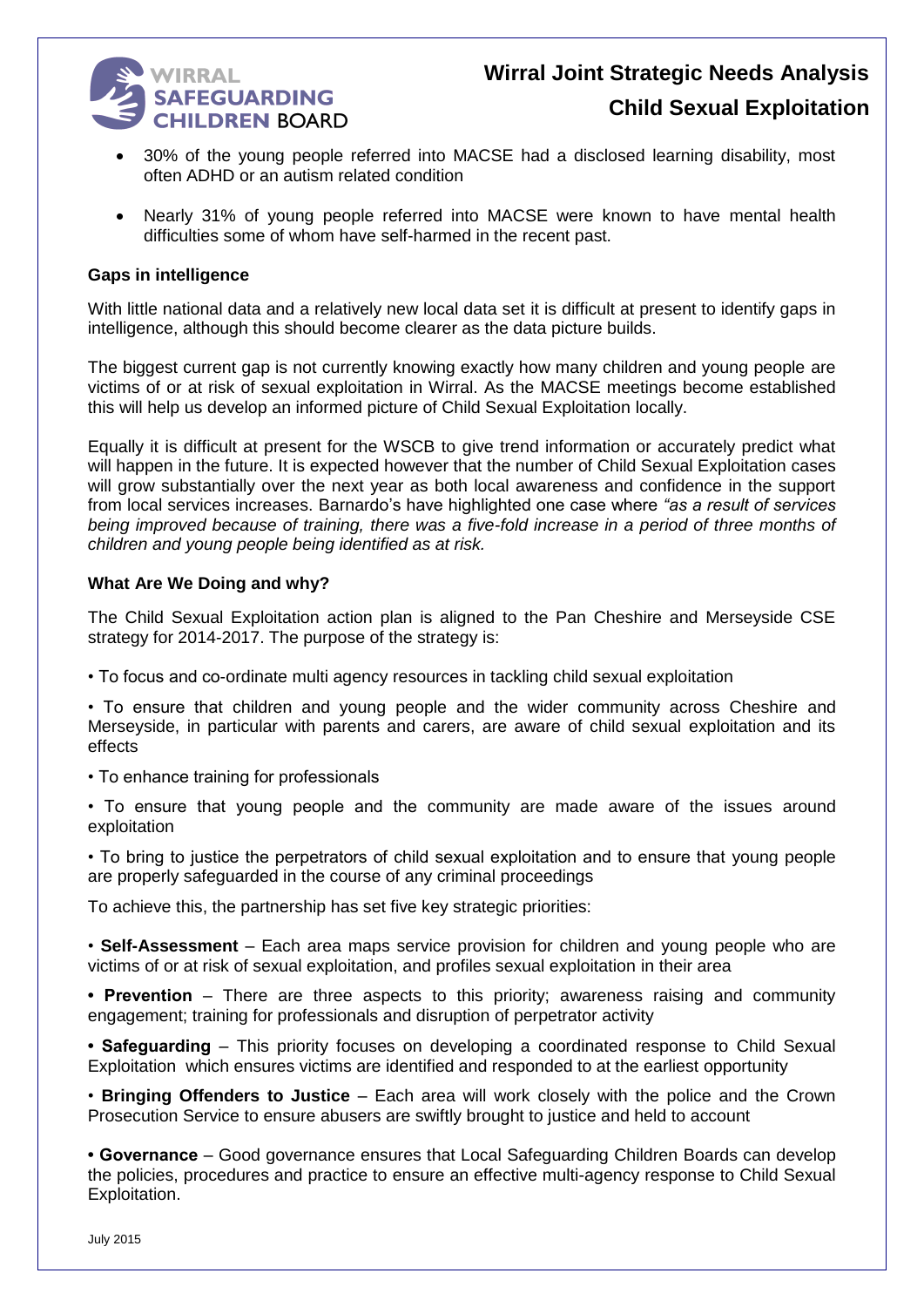- 30% of the young people referred into MACSE had a disclosed learning disability, most often ADHD or an autism related condition
- Nearly 31% of young people referred into MACSE were known to have mental health difficulties some of whom have self-harmed in the recent past.

**Gaps in intelligence**

With little national data and a relatively new local data set it is difficult at present to identify gaps in intelligence, although this should become clearer as the data picture builds.

The biggest current gap is not currently knowing exactly how many children and young people are victims of or at risk of sexual exploitation in Wirral. As the MACSE meetings become established this will help us develop an informed picture of Child Sexual Exploitation locally.

Equally it is difficult at present for the WSCB to give trend information or accurately predict what will happen in the future. It is expected however that the number of Child Sexual Exploitation cases will grow substantially over the next year as both local awareness and confidence in the support from local services increases. Barnardo's have highlighted one case where *"as a result of services being improved because of training, there was a five-fold increase in a period of three months of children and young people being identified as at risk.*

**What Are We Doing and why?**

The Child Sexual Exploitation action plan is aligned to the Pan Cheshire and Merseyside CSE strategy for 2014-2017. The purpose of the strategy is:

- To focus and co-ordinate multi agency resources in tackling child sexual exploitation
- To ensure that children and young people and the wider community across Cheshire and Merseyside, in particular with parents and carers, are aware of child sexual exploitation and its effects
- To enhance training for professionals
- To ensure that young people and the community are made aware of the issues around exploitation
- To bring to justice the perpetrators of child sexual exploitation and to ensure that young people are properly safeguarded in the course of any criminal proceedings

To achieve this, the partnership has set five key strategic priorities:

- **Self-Assessment** – Each area maps service provision for children and young people who are victims of or at risk of sexual exploitation, and profiles sexual exploitation in their area
- **Prevention** – There are three aspects to this priority; awareness raising and community engagement; training for professionals and disruption of perpetrator activity
- **Safeguarding** – This priority focuses on developing a coordinated response to Child Sexual Exploitation which ensures victims are identified and responded to at the earliest opportunity
- **Bringing Offenders to Justice** – Each area will work closely with the police and the Crown Prosecution Service to ensure abusers are swiftly brought to justice and held to account
- **Governance** – Good governance ensures that Local Safeguarding Children Boards can develop the policies, procedures and practice to ensure an effective multi-agency response to Child Sexual Exploitation.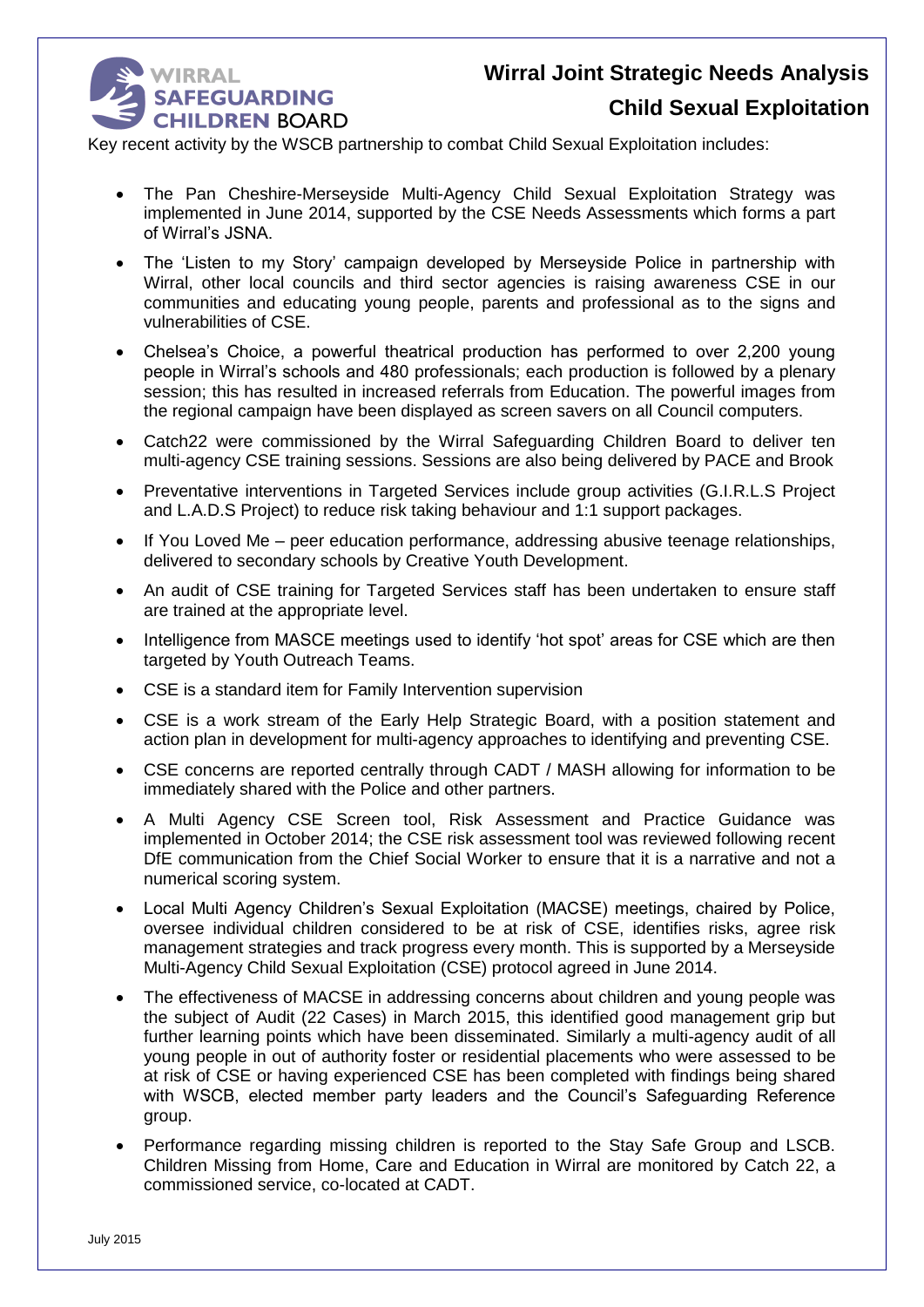Key recent activity by the WSCB partnership to combat Child Sexual Exploitation includes:

- The Pan Cheshire-Merseyside Multi-Agency Child Sexual Exploitation Strategy was implemented in June 2014, supported by the CSE Needs Assessments which forms a part of Wirral's JSNA.
- The 'Listen to my Story' campaign developed by Merseyside Police in partnership with Wirral, other local councils and third sector agencies is raising awareness CSE in our communities and educating young people, parents and professional as to the signs and vulnerabilities of CSE.
- Chelsea's Choice, a powerful theatrical production has performed to over 2,200 young people in Wirral's schools and 480 professionals; each production is followed by a plenary session; this has resulted in increased referrals from Education. The powerful images from the regional campaign have been displayed as screen savers on all Council computers.
- Catch22 were commissioned by the Wirral Safeguarding Children Board to deliver ten multi-agency CSE training sessions. Sessions are also being delivered by PACE and Brook
- Preventative interventions in Targeted Services include group activities (G.I.R.L.S Project and L.A.D.S Project) to reduce risk taking behaviour and 1:1 support packages.
- If You Loved Me – peer education performance, addressing abusive teenage relationships, delivered to secondary schools by Creative Youth Development.
- An audit of CSE training for Targeted Services staff has been undertaken to ensure staff are trained at the appropriate level.
- Intelligence from MASCE meetings used to identify 'hot spot' areas for CSE which are then targeted by Youth Outreach Teams.
- CSE is a standard item for Family Intervention supervision
- CSE is a work stream of the Early Help Strategic Board, with a position statement and action plan in development for multi-agency approaches to identifying and preventing CSE.
- CSE concerns are reported centrally through CADT / MASH allowing for information to be immediately shared with the Police and other partners.
- A Multi Agency CSE Screen tool, Risk Assessment and Practice Guidance was implemented in October 2014; the CSE risk assessment tool was reviewed following recent DfE communication from the Chief Social Worker to ensure that it is a narrative and not a numerical scoring system.
- Local Multi Agency Children's Sexual Exploitation (MACSE) meetings, chaired by Police, oversee individual children considered to be at risk of CSE, identifies risks, agree risk management strategies and track progress every month. This is supported by a Merseyside Multi-Agency Child Sexual Exploitation (CSE) protocol agreed in June 2014.
- The effectiveness of MACSE in addressing concerns about children and young people was the subject of Audit (22 Cases) in March 2015, this identified good management grip but further learning points which have been disseminated. Similarly a multi-agency audit of all young people in out of authority foster or residential placements who were assessed to be at risk of CSE or having experienced CSE has been completed with findings being shared with WSCB, elected member party leaders and the Council's Safeguarding Reference group.
- Performance regarding missing children is reported to the Stay Safe Group and LSCB. Children Missing from Home, Care and Education in Wirral are monitored by Catch 22, a commissioned service, co-located at CADT.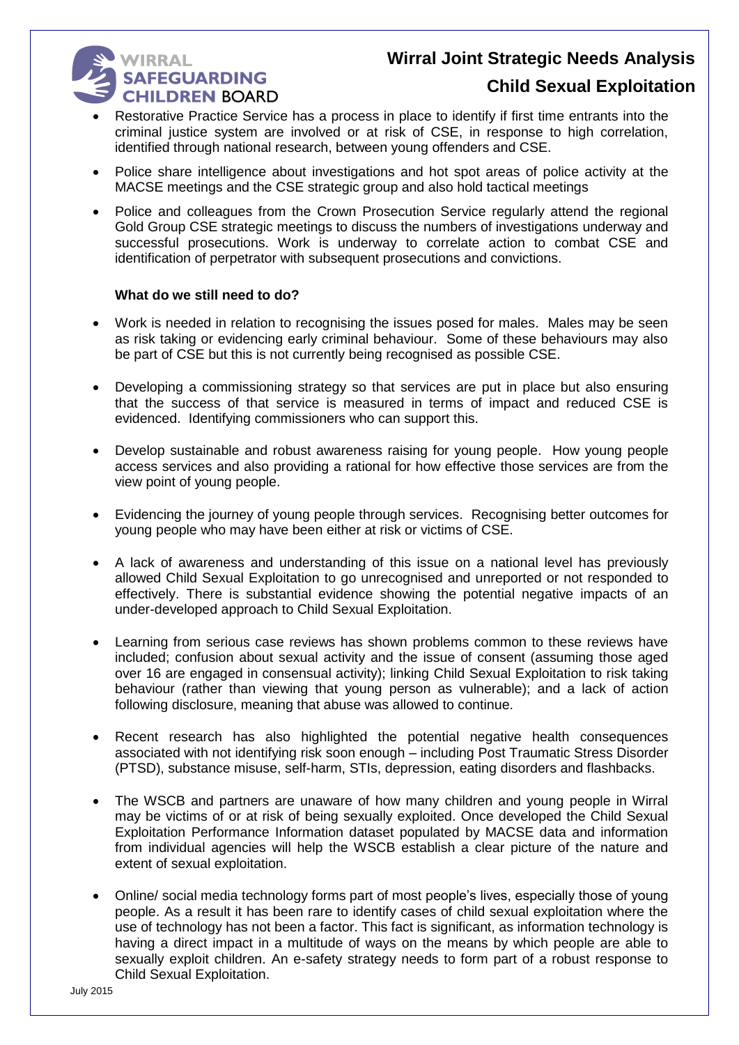- Restorative Practice Service has a process in place to identify if first time entrants into the criminal justice system are involved or at risk of CSE, in response to high correlation, identified through national research, between young offenders and CSE.

- Police share intelligence about investigations and hot spot areas of police activity at the MACSE meetings and the CSE strategic group and also hold tactical meetings

- Police and colleagues from the Crown Prosecution Service regularly attend the regional Gold Group CSE strategic meetings to discuss the numbers of investigations underway and successful prosecutions. Work is underway to correlate action to combat CSE and identification of perpetrator with subsequent prosecutions and convictions.

**What do we still need to do?**

- Work is needed in relation to recognising the issues posed for males. Males may be seen as risk taking or evidencing early criminal behaviour. Some of these behaviours may also be part of CSE but this is not currently being recognised as possible CSE.

- Developing a commissioning strategy so that services are put in place but also ensuring that the success of that service is measured in terms of impact and reduced CSE is evidenced. Identifying commissioners who can support this.

- Develop sustainable and robust awareness raising for young people. How young people access services and also providing a rational for how effective those services are from the view point of young people.

- Evidencing the journey of young people through services. Recognising better outcomes for young people who may have been either at risk or victims of CSE.

- A lack of awareness and understanding of this issue on a national level has previously allowed Child Sexual Exploitation to go unrecognised and unreported or not responded to effectively. There is substantial evidence showing the potential negative impacts of an under-developed approach to Child Sexual Exploitation.

- Learning from serious case reviews has shown problems common to these reviews have included; confusion about sexual activity and the issue of consent (assuming those aged over 16 are engaged in consensual activity); linking Child Sexual Exploitation to risk taking behaviour (rather than viewing that young person as vulnerable); and a lack of action following disclosure, meaning that abuse was allowed to continue.

- Recent research has also highlighted the potential negative health consequences associated with not identifying risk soon enough – including Post Traumatic Stress Disorder (PTSD), substance misuse, self-harm, STIs, depression, eating disorders and flashbacks.

- The WSCB and partners are unaware of how many children and young people in Wirral may be victims of or at risk of being sexually exploited. Once developed the Child Sexual Exploitation Performance Information dataset populated by MACSE data and information from individual agencies will help the WSCB establish a clear picture of the nature and extent of sexual exploitation.

- Online/ social media technology forms part of most people's lives, especially those of young people. As a result it has been rare to identify cases of child sexual exploitation where the use of technology has not been a factor. This fact is significant, as information technology is having a direct impact in a multitude of ways on the means by which people are able to sexually exploit children. An e-safety strategy needs to form part of a robust response to Child Sexual Exploitation.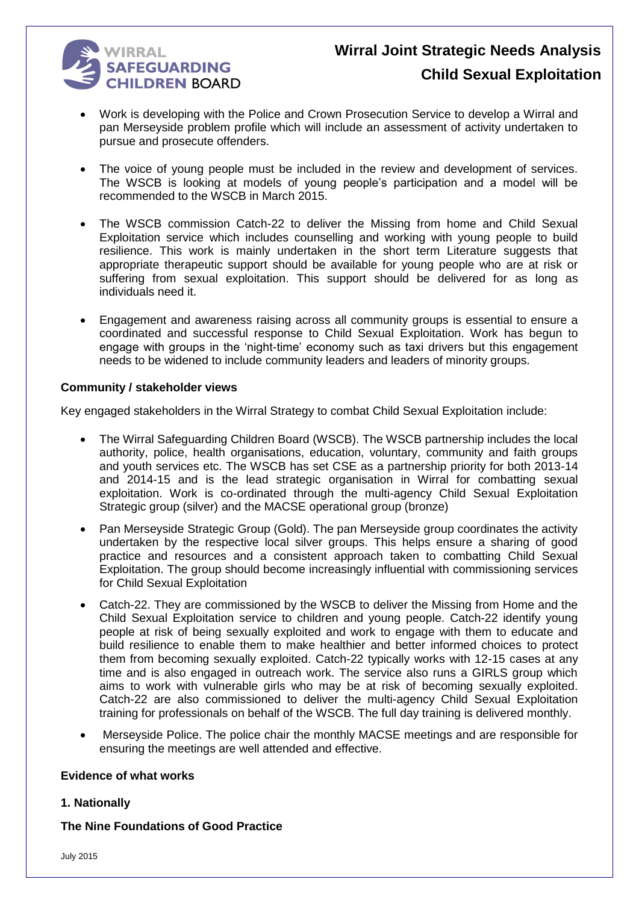- Work is developing with the Police and Crown Prosecution Service to develop a Wirral and pan Merseyside problem profile which will include an assessment of activity undertaken to pursue and prosecute offenders.

- The voice of young people must be included in the review and development of services. The WSCB is looking at models of young people's participation and a model will be recommended to the WSCB in March 2015.

- The WSCB commission Catch-22 to deliver the Missing from home and Child Sexual Exploitation service which includes counselling and working with young people to build resilience. This work is mainly undertaken in the short term Literature suggests that appropriate therapeutic support should be available for young people who are at risk or suffering from sexual exploitation. This support should be delivered for as long as individuals need it.

- Engagement and awareness raising across all community groups is essential to ensure a coordinated and successful response to Child Sexual Exploitation. Work has begun to engage with groups in the 'night-time' economy such as taxi drivers but this engagement needs to be widened to include community leaders and leaders of minority groups.

**Community / stakeholder views**

Key engaged stakeholders in the Wirral Strategy to combat Child Sexual Exploitation include:

- The Wirral Safeguarding Children Board (WSCB). The WSCB partnership includes the local authority, police, health organisations, education, voluntary, community and faith groups and youth services etc. The WSCB has set CSE as a partnership priority for both 2013-14 and 2014-15 and is the lead strategic organisation in Wirral for combatting sexual exploitation. Work is co-ordinated through the multi-agency Child Sexual Exploitation Strategic group (silver) and the MACSE operational group (bronze)

- Pan Merseyside Strategic Group (Gold). The pan Merseyside group coordinates the activity undertaken by the respective local silver groups. This helps ensure a sharing of good practice and resources and a consistent approach taken to combatting Child Sexual Exploitation. The group should become increasingly influential with commissioning services for Child Sexual Exploitation

- Catch-22. They are commissioned by the WSCB to deliver the Missing from Home and the Child Sexual Exploitation service to children and young people. Catch-22 identify young people at risk of being sexually exploited and work to engage with them to educate and build resilience to enable them to make healthier and better informed choices to protect them from becoming sexually exploited. Catch-22 typically works with 12-15 cases at any time and is also engaged in outreach work. The service also runs a GIRLS group which aims to work with vulnerable girls who may be at risk of becoming sexually exploited. Catch-22 are also commissioned to deliver the multi-agency Child Sexual Exploitation training for professionals on behalf of the WSCB. The full day training is delivered monthly.

- Merseyside Police. The police chair the monthly MACSE meetings and are responsible for ensuring the meetings are well attended and effective.

**Evidence of what works**

**1. Nationally**

**The Nine Foundations of Good Practice**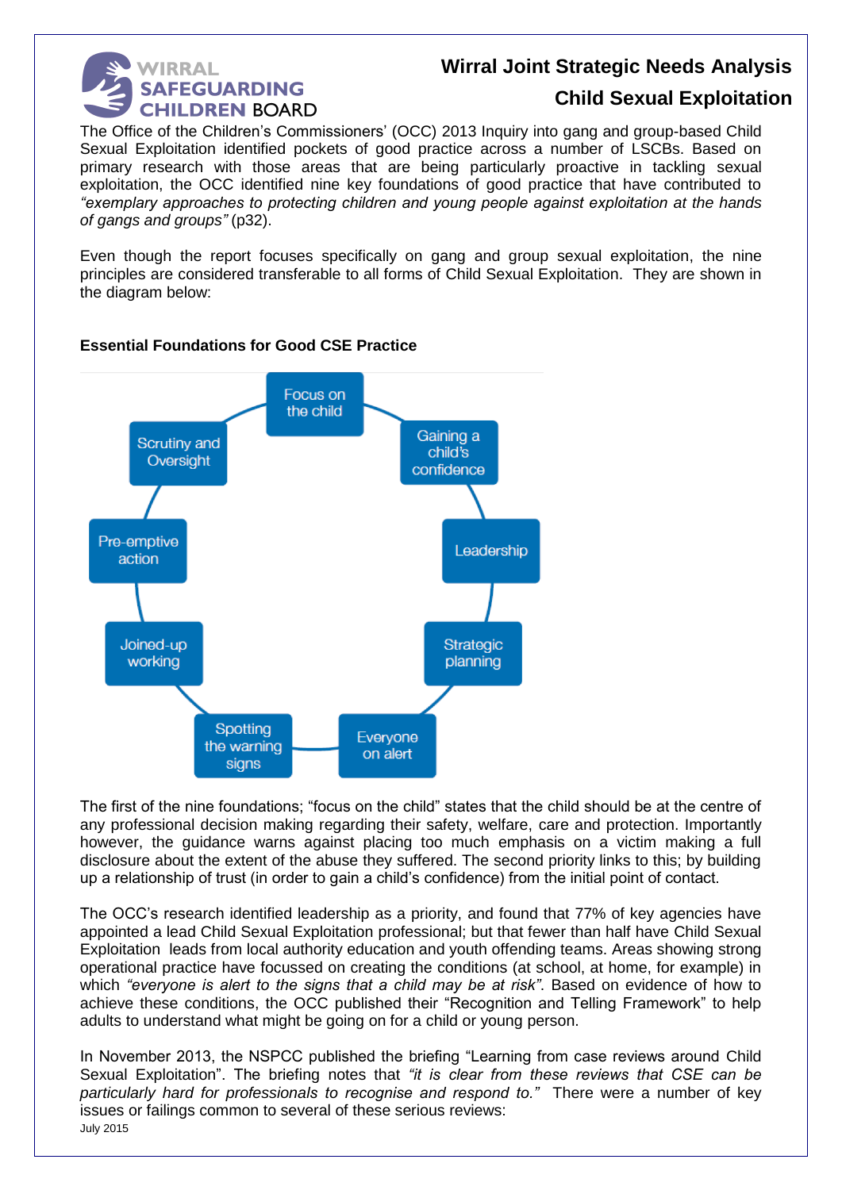The Office of the Children's Commissioners' (OCC) 2013 Inquiry into gang and group-based Child Sexual Exploitation identified pockets of good practice across a number of LSCBs. Based on primary research with those areas that are being particularly proactive in tackling sexual exploitation, the OCC identified nine key foundations of good practice that have contributed to *"exemplary approaches to protecting children and young people against exploitation at the hands of gangs and groups"* (p32).

Even though the report focuses specifically on gang and group sexual exploitation, the nine principles are considered transferable to all forms of Child Sexual Exploitation. They are shown in the diagram below:

**Essential Foundations for Good CSE Practice**

- Focus on the child
- Gaining a child's confidence
- Leadership
- Strategic planning
- Everyone on alert
- Spotting the warning signs
- Joined-up working
- Pre-emptive action
- Scrutiny and Oversight

The first of the nine foundations; "focus on the child" states that the child should be at the centre of any professional decision making regarding their safety, welfare, care and protection. Importantly however, the guidance warns against placing too much emphasis on a victim making a full disclosure about the extent of the abuse they suffered. The second priority links to this; by building up a relationship of trust (in order to gain a child's confidence) from the initial point of contact.

The OCC's research identified leadership as a priority, and found that 77% of key agencies have appointed a lead Child Sexual Exploitation professional; but that fewer than half have Child Sexual Exploitation leads from local authority education and youth offending teams. Areas showing strong operational practice have focussed on creating the conditions (at school, at home, for example) in which *"everyone is alert to the signs that a child may be at risk"*. Based on evidence of how to achieve these conditions, the OCC published their "Recognition and Telling Framework" to help adults to understand what might be going on for a child or young person.

In November 2013, the NSPCC published the briefing "Learning from case reviews around Child Sexual Exploitation". The briefing notes that *"it is clear from these reviews that CSE can be particularly hard for professionals to recognise and respond to."* There were a number of key issues or failings common to several of these serious reviews: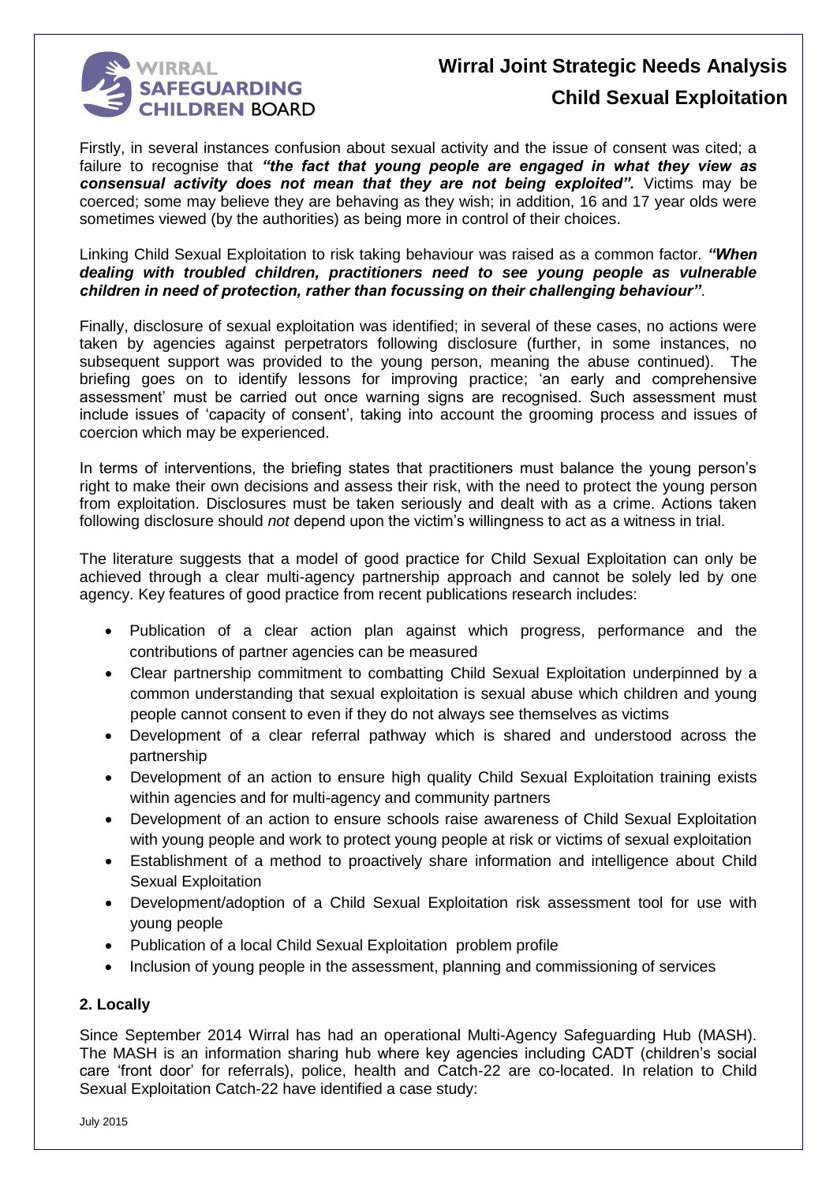Firstly, in several instances confusion about sexual activity and the issue of consent was cited; a failure to recognise that ***"the fact that young people are engaged in what they view as consensual activity does not mean that they are not being exploited".*** Victims may be coerced; some may believe they are behaving as they wish; in addition, 16 and 17 year olds were sometimes viewed (by the authorities) as being more in control of their choices.

Linking Child Sexual Exploitation to risk taking behaviour was raised as a common factor. ***"When dealing with troubled children, practitioners need to see young people as vulnerable children in need of protection, rather than focussing on their challenging behaviour"***.

Finally, disclosure of sexual exploitation was identified; in several of these cases, no actions were taken by agencies against perpetrators following disclosure (further, in some instances, no subsequent support was provided to the young person, meaning the abuse continued). The briefing goes on to identify lessons for improving practice; 'an early and comprehensive assessment' must be carried out once warning signs are recognised. Such assessment must include issues of 'capacity of consent', taking into account the grooming process and issues of coercion which may be experienced.

In terms of interventions, the briefing states that practitioners must balance the young person's right to make their own decisions and assess their risk, with the need to protect the young person from exploitation. Disclosures must be taken seriously and dealt with as a crime. Actions taken following disclosure should *not* depend upon the victim's willingness to act as a witness in trial.

The literature suggests that a model of good practice for Child Sexual Exploitation can only be achieved through a clear multi-agency partnership approach and cannot be solely led by one agency. Key features of good practice from recent publications research includes:

- Publication of a clear action plan against which progress, performance and the contributions of partner agencies can be measured
- Clear partnership commitment to combatting Child Sexual Exploitation underpinned by a common understanding that sexual exploitation is sexual abuse which children and young people cannot consent to even if they do not always see themselves as victims
- Development of a clear referral pathway which is shared and understood across the partnership
- Development of an action to ensure high quality Child Sexual Exploitation training exists within agencies and for multi-agency and community partners
- Development of an action to ensure schools raise awareness of Child Sexual Exploitation with young people and work to protect young people at risk or victims of sexual exploitation
- Establishment of a method to proactively share information and intelligence about Child Sexual Exploitation
- Development/adoption of a Child Sexual Exploitation risk assessment tool for use with young people
- Publication of a local Child Sexual Exploitation problem profile
- Inclusion of young people in the assessment, planning and commissioning of services

### 2. Locally

Since September 2014 Wirral has had an operational Multi-Agency Safeguarding Hub (MASH). The MASH is an information sharing hub where key agencies including CADT (children's social care 'front door' for referrals), police, health and Catch-22 are co-located. In relation to Child Sexual Exploitation Catch-22 have identified a case study: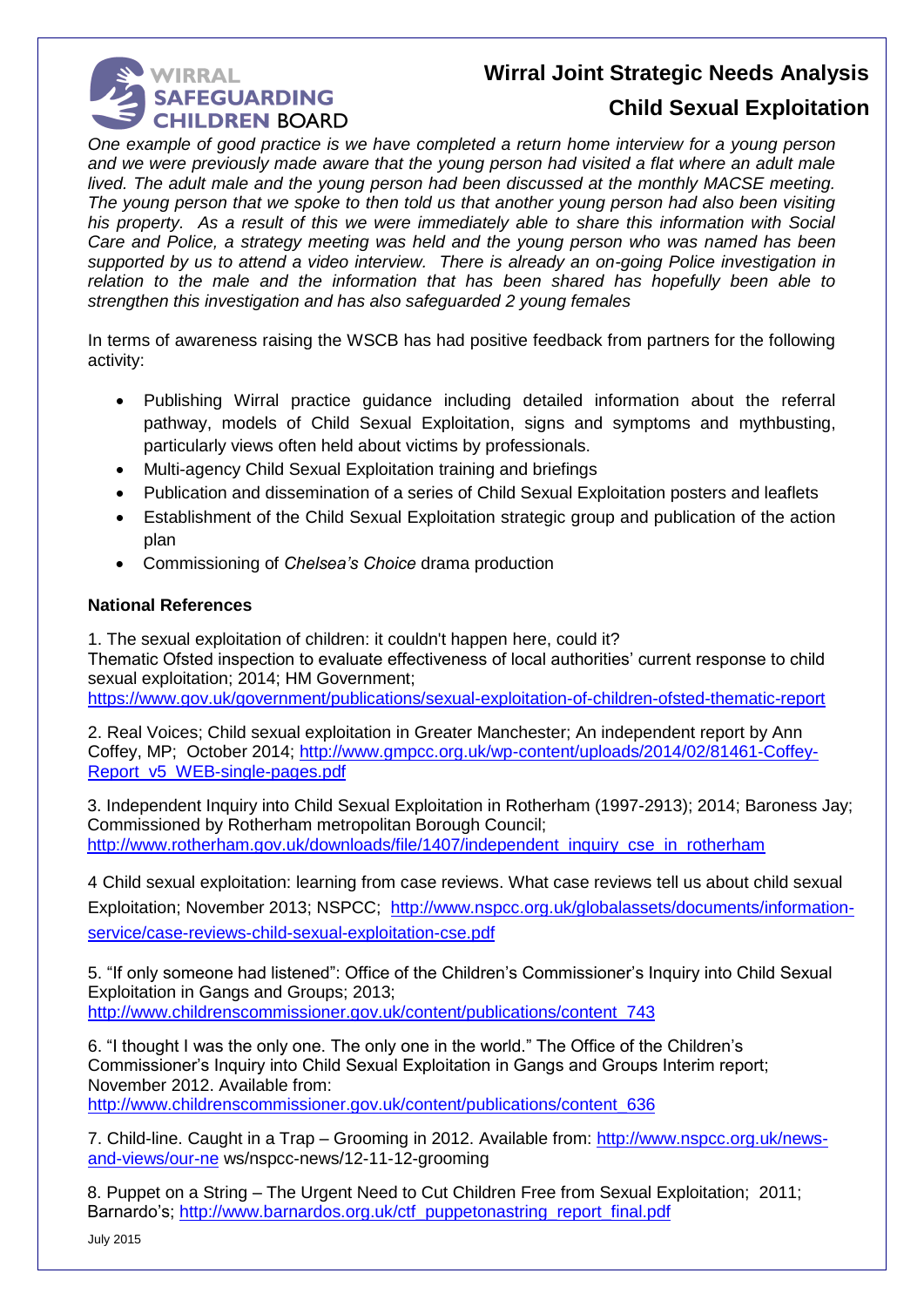*One example of good practice is we have completed a return home interview for a young person and we were previously made aware that the young person had visited a flat where an adult male lived. The adult male and the young person had been discussed at the monthly MACSE meeting. The young person that we spoke to then told us that another young person had also been visiting his property. As a result of this we were immediately able to share this information with Social Care and Police, a strategy meeting was held and the young person who was named has been supported by us to attend a video interview. There is already an on-going Police investigation in relation to the male and the information that has been shared has hopefully been able to strengthen this investigation and has also safeguarded 2 young females*

In terms of awareness raising the WSCB has had positive feedback from partners for the following activity:

- Publishing Wirral practice guidance including detailed information about the referral pathway, models of Child Sexual Exploitation, signs and symptoms and mythbusting, particularly views often held about victims by professionals.
- Multi-agency Child Sexual Exploitation training and briefings
- Publication and dissemination of a series of Child Sexual Exploitation posters and leaflets
- Establishment of the Child Sexual Exploitation strategic group and publication of the action plan
- Commissioning of *Chelsea's Choice* drama production

**National References**

1. The sexual exploitation of children: it couldn't happen here, could it?
Thematic Ofsted inspection to evaluate effectiveness of local authorities' current response to child sexual exploitation; 2014; HM Government; https://www.gov.uk/government/publications/sexual-exploitation-of-children-ofsted-thematic-report

2. Real Voices; Child sexual exploitation in Greater Manchester; An independent report by Ann Coffey, MP; October 2014; http://www.gmpcc.org.uk/wp-content/uploads/2014/02/81461-Coffey-Report_v5_WEB-single-pages.pdf

3. Independent Inquiry into Child Sexual Exploitation in Rotherham (1997-2913); 2014; Baroness Jay; Commissioned by Rotherham metropolitan Borough Council; http://www.rotherham.gov.uk/downloads/file/1407/independent_inquiry_cse_in_rotherham

4 Child sexual exploitation: learning from case reviews. What case reviews tell us about child sexual Exploitation; November 2013; NSPCC; http://www.nspcc.org.uk/globalassets/documents/information-service/case-reviews-child-sexual-exploitation-cse.pdf

5. "If only someone had listened": Office of the Children's Commissioner's Inquiry into Child Sexual Exploitation in Gangs and Groups; 2013; http://www.childrenscommissioner.gov.uk/content/publications/content_743

6. "I thought I was the only one. The only one in the world." The Office of the Children's Commissioner's Inquiry into Child Sexual Exploitation in Gangs and Groups Interim report; November 2012. Available from: http://www.childrenscommissioner.gov.uk/content/publications/content_636

7. Child-line. Caught in a Trap – Grooming in 2012. Available from: http://www.nspcc.org.uk/news-and-views/our-ne ws/nspcc-news/12-11-12-grooming

8. Puppet on a String – The Urgent Need to Cut Children Free from Sexual Exploitation; 2011; Barnardo's; http://www.barnardos.org.uk/ctf_puppetonastring_report_final.pdf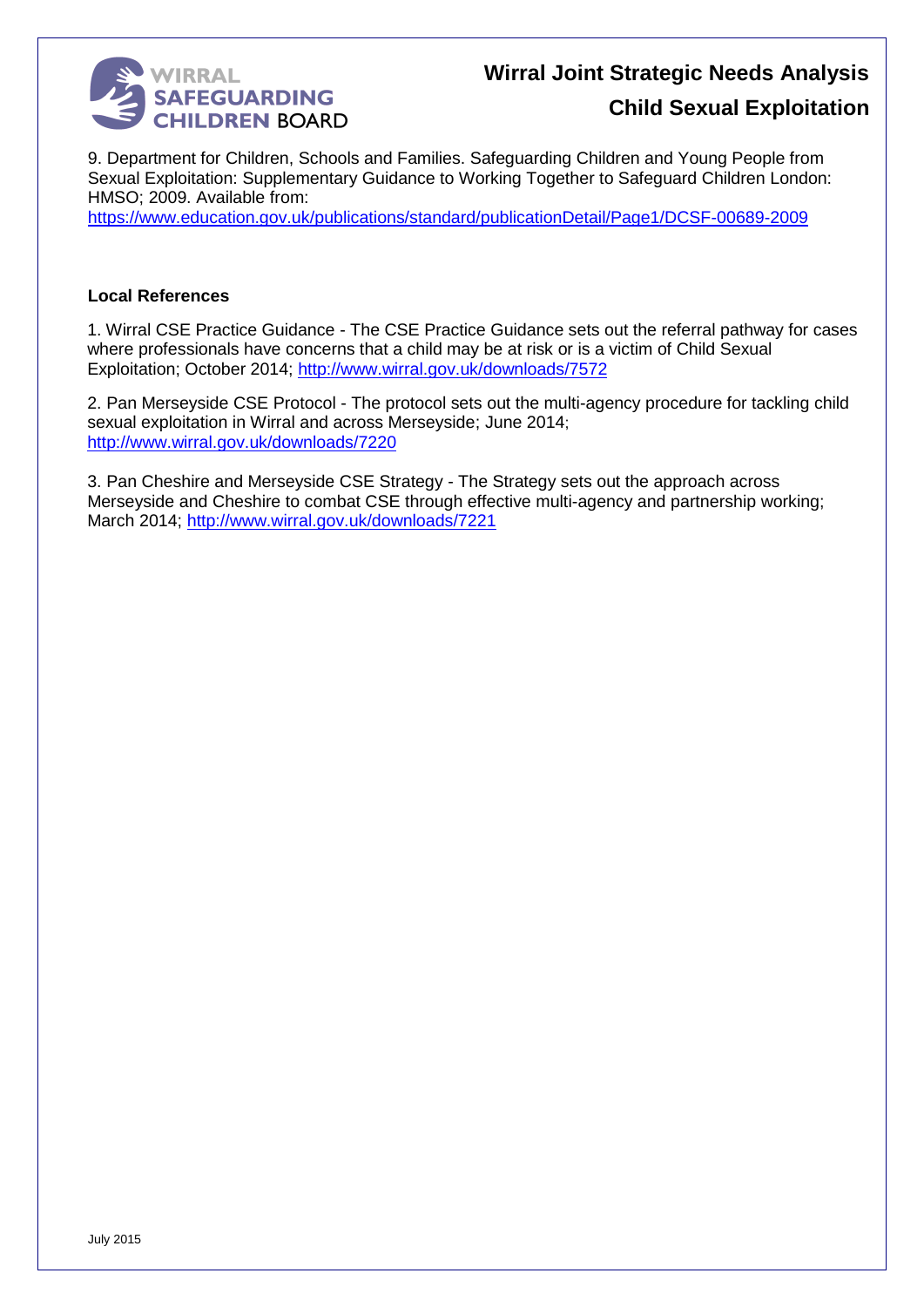9. Department for Children, Schools and Families. Safeguarding Children and Young People from Sexual Exploitation: Supplementary Guidance to Working Together to Safeguard Children London: HMSO; 2009. Available from: https://www.education.gov.uk/publications/standard/publicationDetail/Page1/DCSF-00689-2009

**Local References**

1. Wirral CSE Practice Guidance - The CSE Practice Guidance sets out the referral pathway for cases where professionals have concerns that a child may be at risk or is a victim of Child Sexual Exploitation; October 2014; http://www.wirral.gov.uk/downloads/7572

2. Pan Merseyside CSE Protocol - The protocol sets out the multi-agency procedure for tackling child sexual exploitation in Wirral and across Merseyside; June 2014; http://www.wirral.gov.uk/downloads/7220

3. Pan Cheshire and Merseyside CSE Strategy - The Strategy sets out the approach across Merseyside and Cheshire to combat CSE through effective multi-agency and partnership working; March 2014; http://www.wirral.gov.uk/downloads/7221